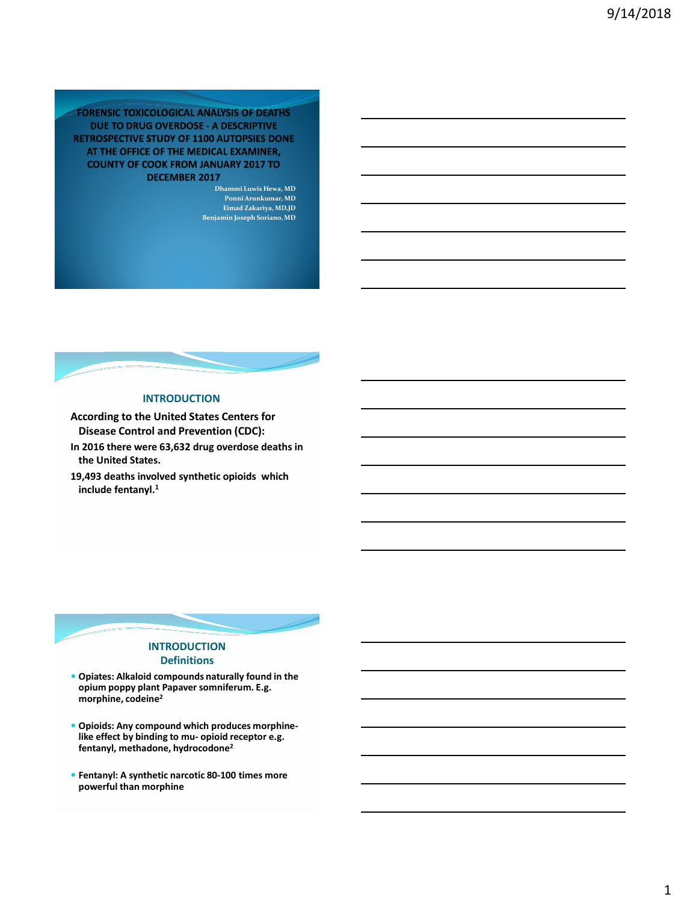# FORENSIC TOXICOLOGICAL ANALYSIS OF DEATHS DUE TO DRUG OVERDOSE - A DESCRIPTIVE RETROSPECTIVE STUDY OF 1100 AUTOPSIES DONE AT THE OFFICE OF THE MEDICAL EXAMINER, COUNTY OF COOK FROM JANUARY 2017 TO DECEMBER 2017

Dhammi Luwis Hewa, MD
Ponni Arunkumar, MD
Eimad Zakariya, MD,JD
Benjamin Joseph Soriano, MD

## INTRODUCTION

**According to the United States Centers for Disease Control and Prevention (CDC):**

**In 2016 there were 63,632 drug overdose deaths in the United States.**

**19,493 deaths involved synthetic opioids which include fentanyl.[1]**

## INTRODUCTION
### Definitions

- **Opiates: Alkaloid compounds naturally found in the opium poppy plant Papaver somniferum. E.g. morphine, codeine[2]**
- **Opioids: Any compound which produces morphine-like effect by binding to mu- opioid receptor e.g. fentanyl, methadone, hydrocodone[2]**
- **Fentanyl: A synthetic narcotic 80-100 times more powerful than morphine**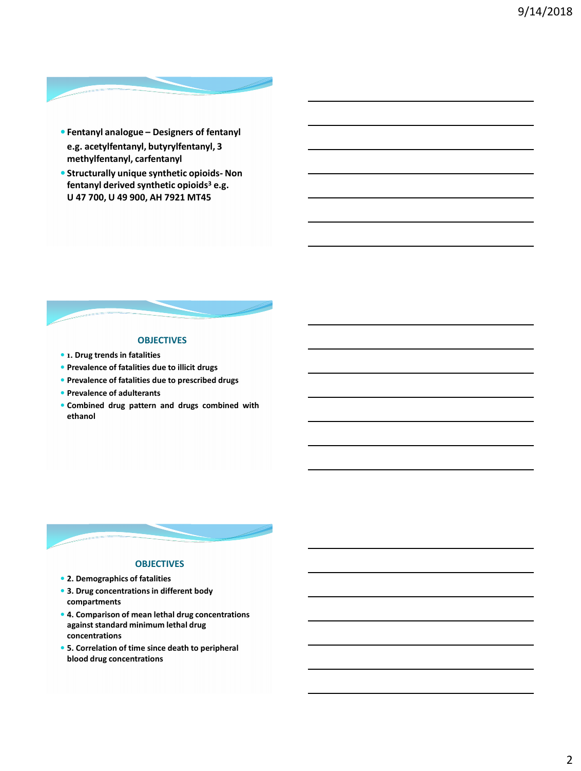- **Fentanyl analogue – Designers of fentanyl e.g. acetylfentanyl, butyrylfentanyl, 3 methylfentanyl, carfentanyl**
- **Structurally unique synthetic opioids- Non fentanyl derived synthetic opioids[3] e.g. U 47 700, U 49 900, AH 7921 MT45**

## OBJECTIVES

- **1. Drug trends in fatalities**
- **Prevalence of fatalities due to illicit drugs**
- **Prevalence of fatalities due to prescribed drugs**
- **Prevalence of adulterants**
- **Combined drug pattern and drugs combined with ethanol**

## OBJECTIVES

- **2. Demographics of fatalities**
- **3. Drug concentrations in different body compartments**
- **4. Comparison of mean lethal drug concentrations against standard minimum lethal drug concentrations**
- **5. Correlation of time since death to peripheral blood drug concentrations**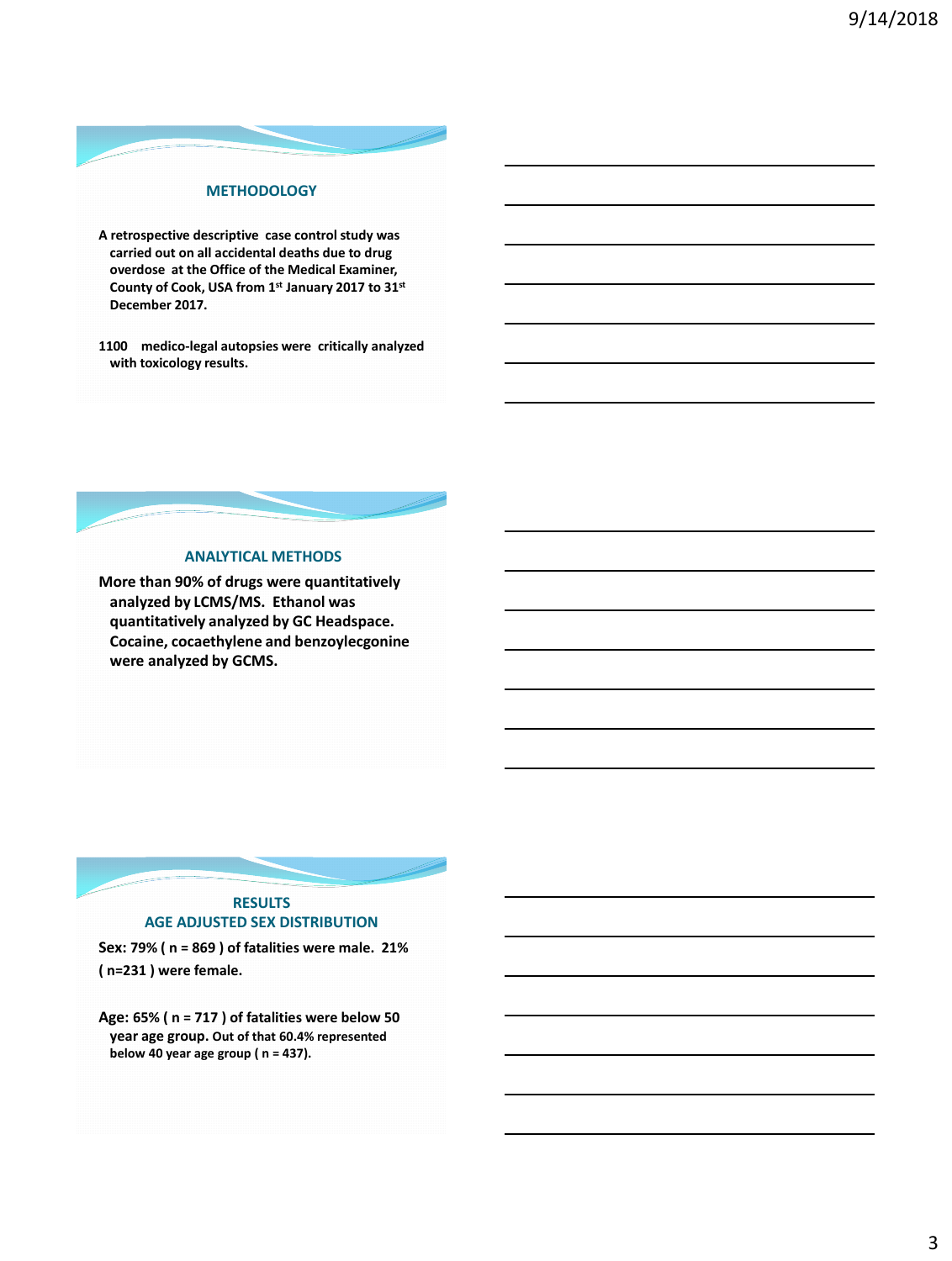## METHODOLOGY

**A retrospective descriptive case control study was carried out on all accidental deaths due to drug overdose at the Office of the Medical Examiner, County of Cook, USA from 1st January 2017 to 31st December 2017.**

**1100 medico-legal autopsies were critically analyzed with toxicology results.**

## ANALYTICAL METHODS

**More than 90% of drugs were quantitatively analyzed by LCMS/MS. Ethanol was quantitatively analyzed by GC Headspace. Cocaine, cocaethylene and benzoylecgonine were analyzed by GCMS.**

## RESULTS
### AGE ADJUSTED SEX DISTRIBUTION

**Sex: 79% ( n = 869 ) of fatalities were male. 21% ( n=231 ) were female.**

**Age: 65% ( n = 717 ) of fatalities were below 50 year age group. Out of that 60.4% represented below 40 year age group ( n = 437).**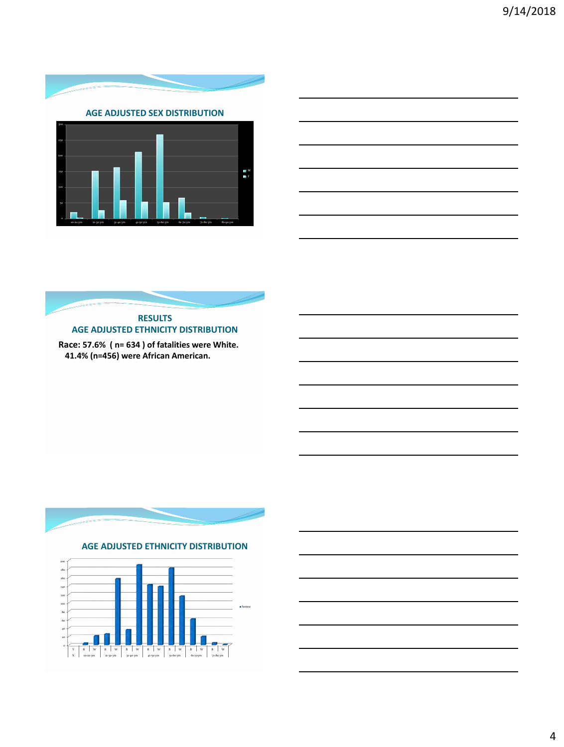## AGE ADJUSTED SEX DISTRIBUTION

## RESULTS

## AGE ADJUSTED ETHNICITY DISTRIBUTION

**Race: 57.6% ( n= 634 ) of fatalities were White. 41.4% (n=456) were African American.**

## AGE ADJUSTED ETHNICITY DISTRIBUTION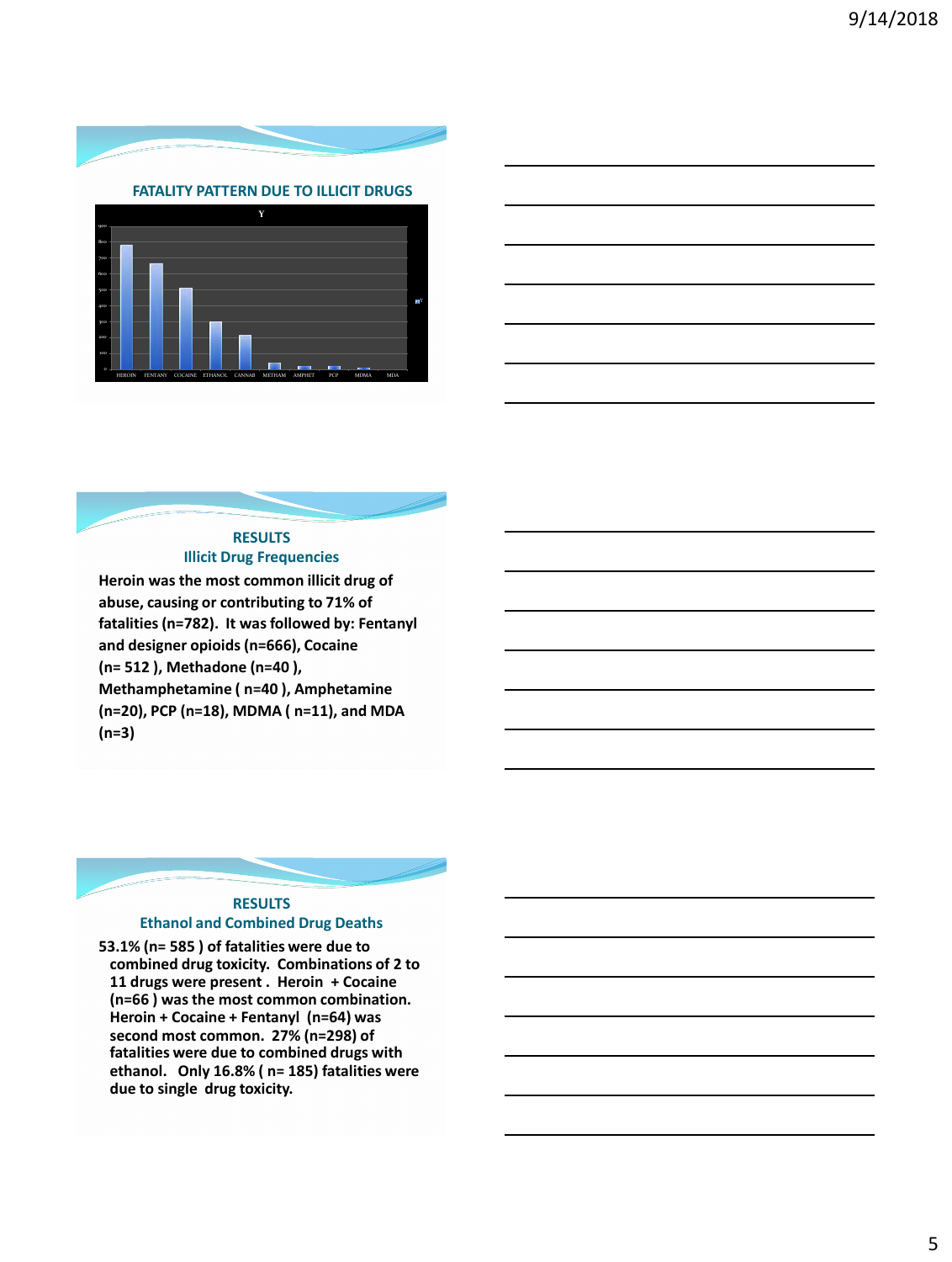## FATALITY PATTERN DUE TO ILLICIT DRUGS

## RESULTS
### Illicit Drug Frequencies

**Heroin was the most common illicit drug of abuse, causing or contributing to 71% of fatalities (n=782). It was followed by: Fentanyl and designer opioids (n=666), Cocaine (n= 512 ), Methadone (n=40 ), Methamphetamine ( n=40 ), Amphetamine (n=20), PCP (n=18), MDMA ( n=11), and MDA (n=3)**

## RESULTS
### Ethanol and Combined Drug Deaths

**53.1% (n= 585 ) of fatalities were due to combined drug toxicity. Combinations of 2 to 11 drugs were present . Heroin + Cocaine (n=66 ) was the most common combination. Heroin + Cocaine + Fentanyl (n=64) was second most common. 27% (n=298) of fatalities were due to combined drugs with ethanol. Only 16.8% ( n= 185) fatalities were due to single drug toxicity.**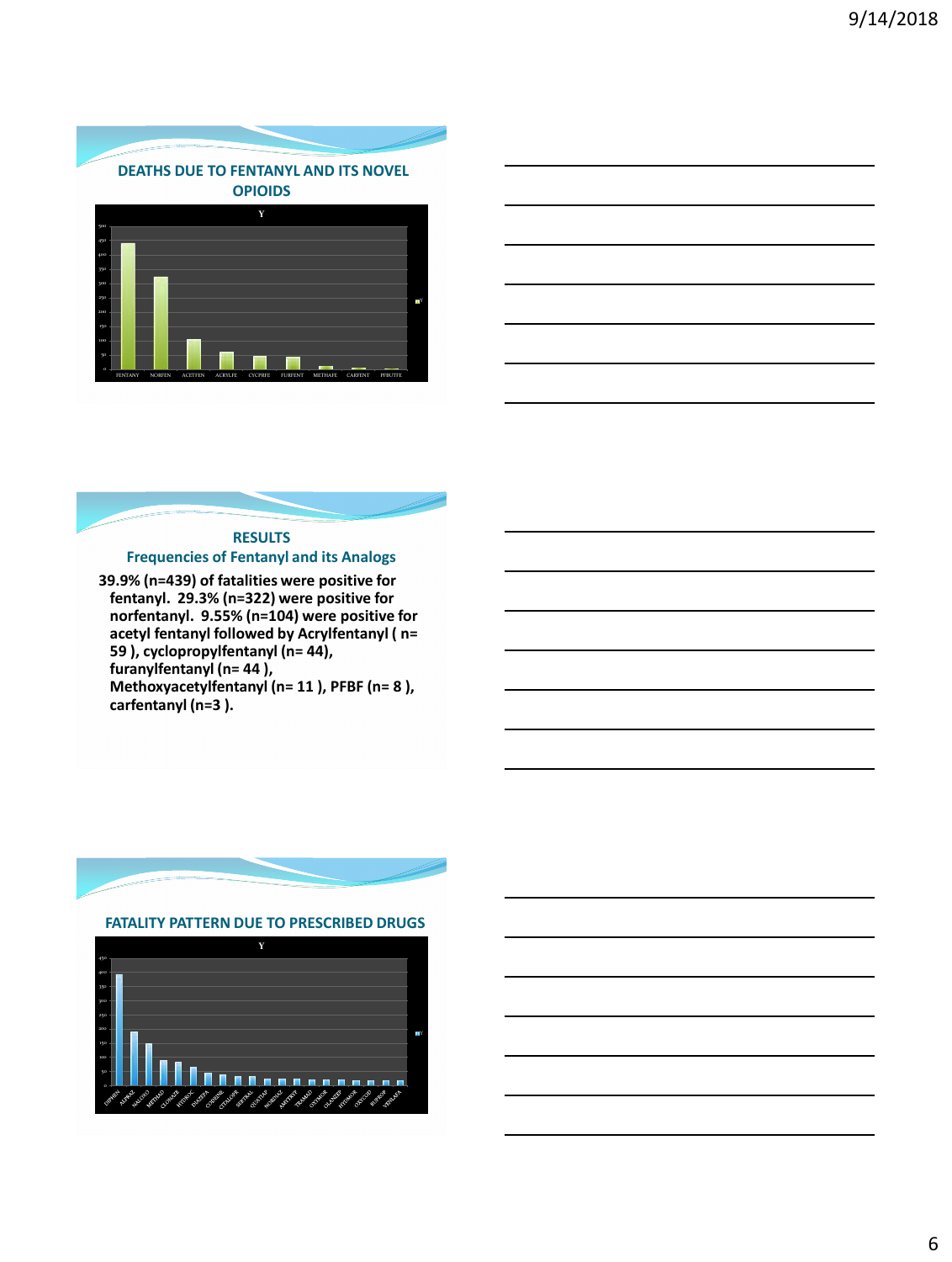## DEATHS DUE TO FENTANYL AND ITS NOVEL OPIOIDS

Y

FENTANY NORFEN ACETFEN ACRYLFE CYCPRFE FURFENT METHAFE CARFENT PFBUTFE

## RESULTS

### Frequencies of Fentanyl and its Analogs

**39.9% (n=439) of fatalities were positive for fentanyl. 29.3% (n=322) were positive for norfentanyl. 9.55% (n=104) were positive for acetyl fentanyl followed by Acrylfentanyl ( n= 59 ), cyclopropylfentanyl (n= 44), furanylfentanyl (n= 44 ), Methoxyacetylfentanyl (n= 11 ), PFBF (n= 8 ), carfentanyl (n=3 ).**

## FATALITY PATTERN DUE TO PRESCRIBED DRUGS

Y

DIPHEN ALPRAZ NALOXO METHAD CLONAZE HYDROC DIAZEPA CODEINE CITALOPR SERTRAL QUETIAP NORDIAZ AMITRYP TRAMAD OXYMOR OLANZEP HYDMOR OXYCOD BUPROP VENLAFA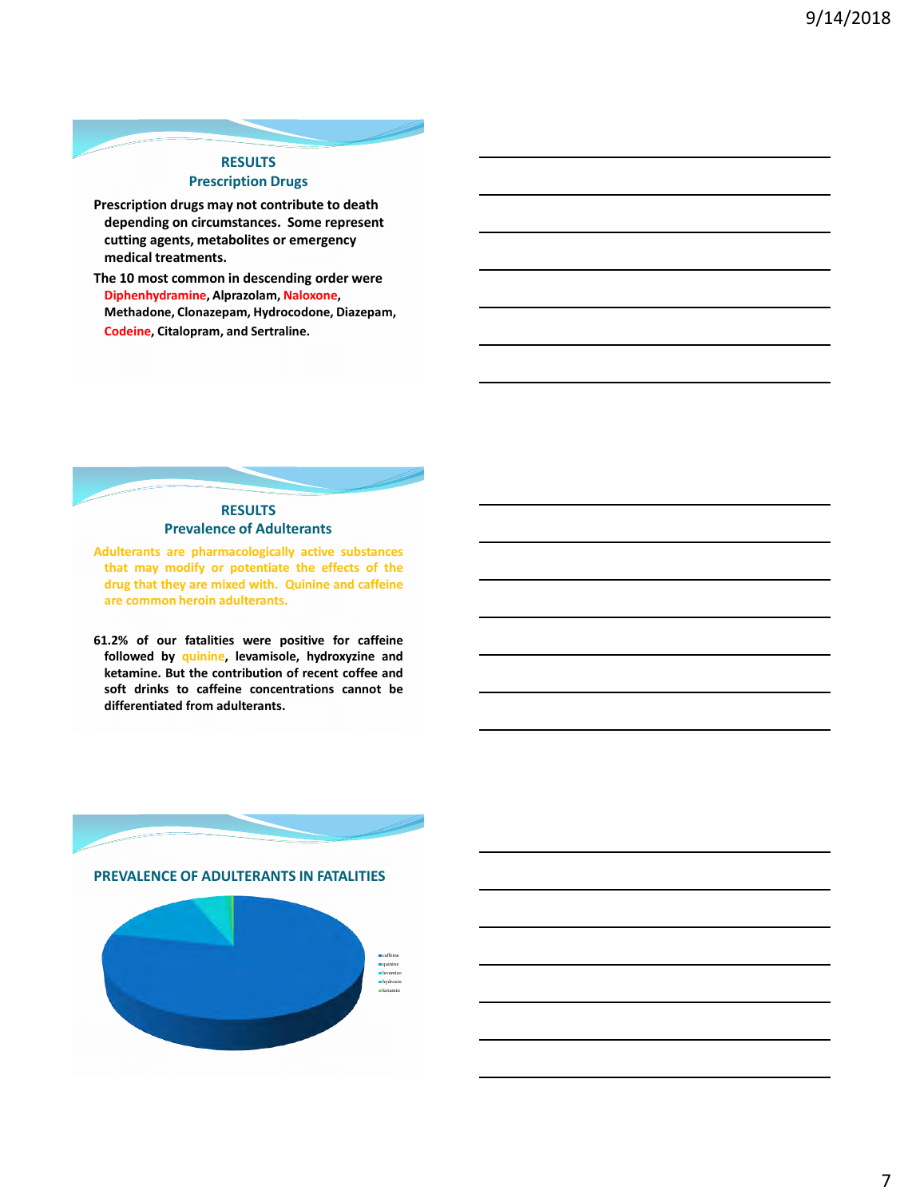## RESULTS
### Prescription Drugs

Prescription drugs may not contribute to death depending on circumstances. Some represent cutting agents, metabolites or emergency medical treatments.

The 10 most common in descending order were Diphenhydramine, Alprazolam, Naloxone, Methadone, Clonazepam, Hydrocodone, Diazepam, Codeine, Citalopram, and Sertraline.

## RESULTS
### Prevalence of Adulterants

Adulterants are pharmacologically active substances that may modify or potentiate the effects of the drug that they are mixed with. Quinine and caffeine are common heroin adulterants.

61.2% of our fatalities were positive for caffeine followed by quinine, levamisole, hydroxyzine and ketamine. But the contribution of recent coffee and soft drinks to caffeine concentrations cannot be differentiated from adulterants.

## PREVALENCE OF ADULTERANTS IN FATALITIES

- caffeine
- quinine
- levamizo
- hydroxin
- ketamin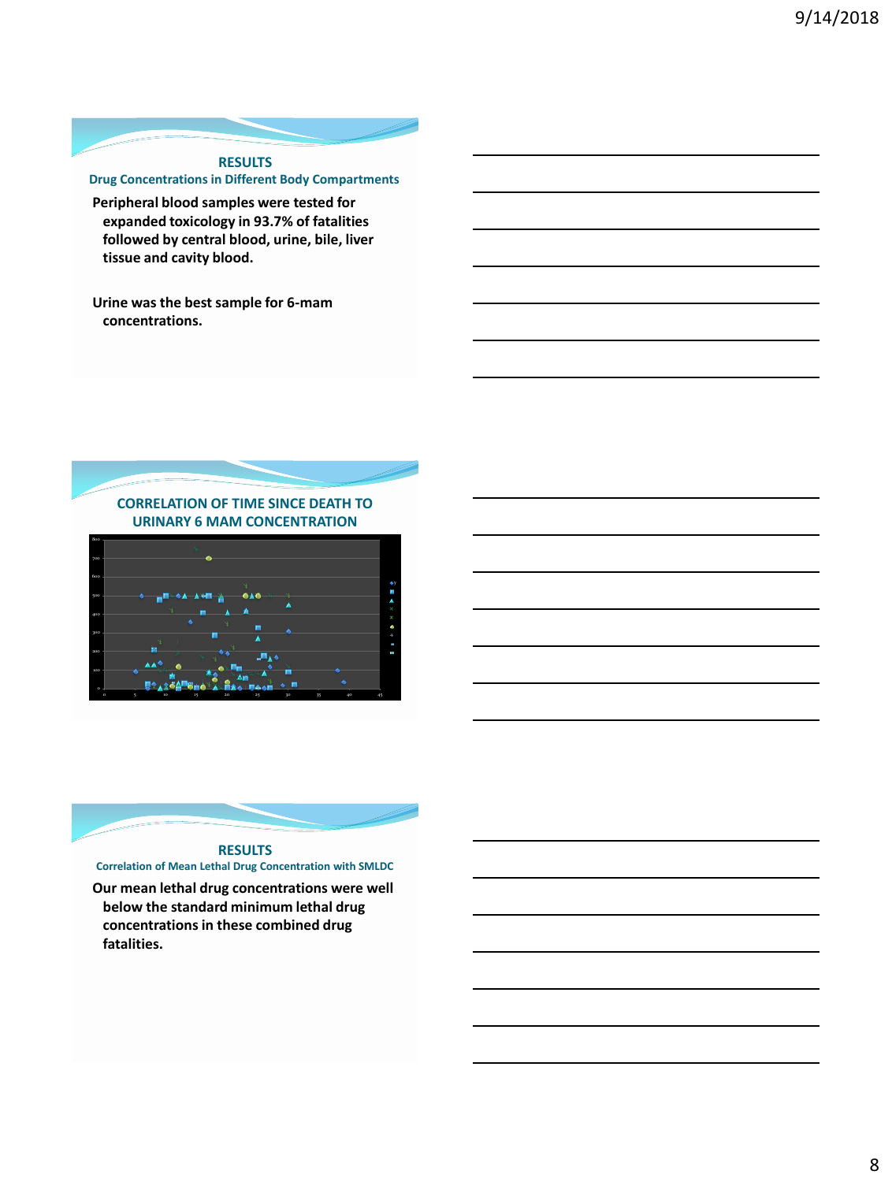## RESULTS

### Drug Concentrations in Different Body Compartments

Peripheral blood samples were tested for expanded toxicology in 93.7% of fatalities followed by central blood, urine, bile, liver tissue and cavity blood.

Urine was the best sample for 6-mam concentrations.

## CORRELATION OF TIME SINCE DEATH TO URINARY 6 MAM CONCENTRATION

## RESULTS

### Correlation of Mean Lethal Drug Concentration with SMLDC

Our mean lethal drug concentrations were well below the standard minimum lethal drug concentrations in these combined drug fatalities.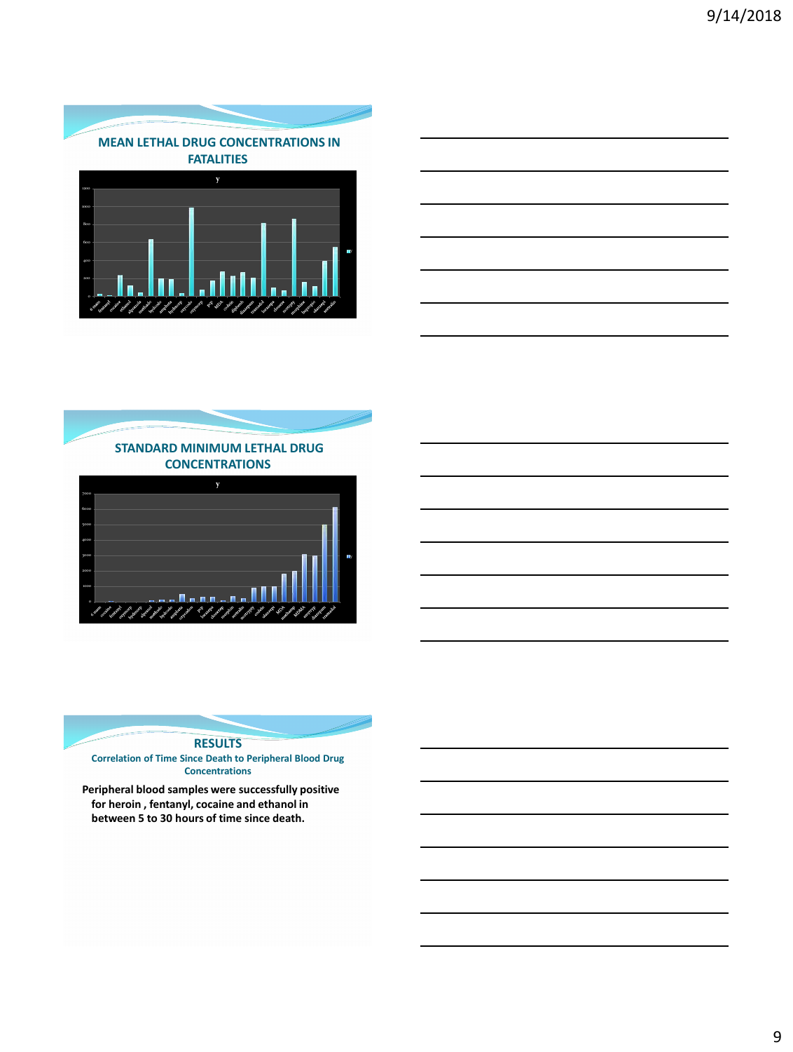## MEAN LETHAL DRUG CONCENTRATIONS IN FATALITIES

## STANDARD MINIMUM LETHAL DRUG CONCENTRATIONS

## RESULTS

### Correlation of Time Since Death to Peripheral Blood Drug Concentrations

**Peripheral blood samples were successfully positive for heroin , fentanyl, cocaine and ethanol in between 5 to 30 hours of time since death.**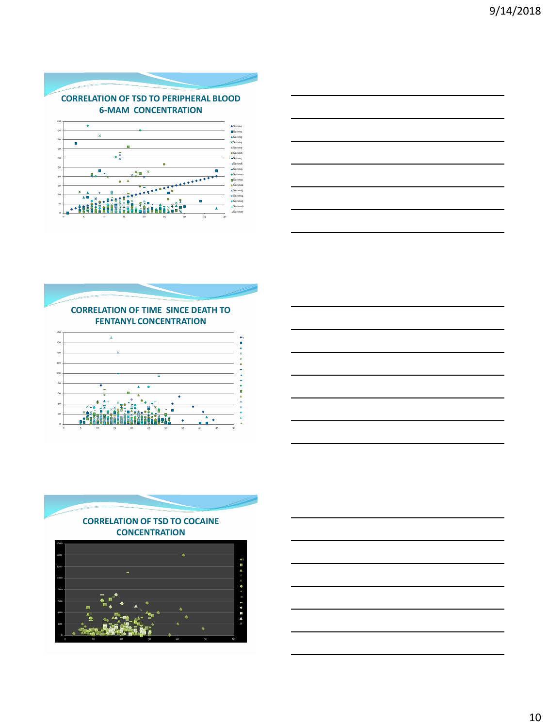## CORRELATION OF TSD TO PERIPHERAL BLOOD 6-MAM CONCENTRATION

## CORRELATION OF TIME SINCE DEATH TO FENTANYL CONCENTRATION

## CORRELATION OF TSD TO COCAINE CONCENTRATION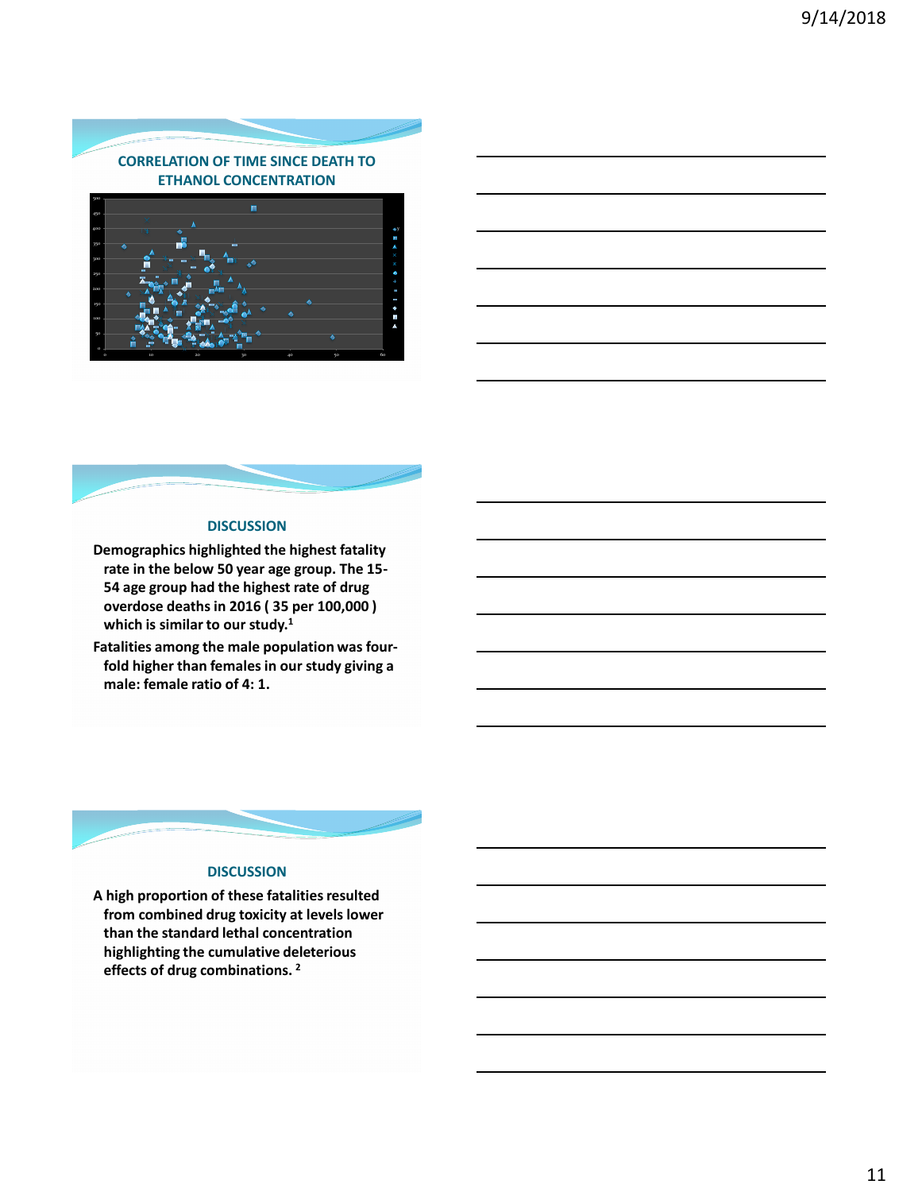## CORRELATION OF TIME SINCE DEATH TO ETHANOL CONCENTRATION

## DISCUSSION

Demographics highlighted the highest fatality rate in the below 50 year age group. The 15-54 age group had the highest rate of drug overdose deaths in 2016 ( 35 per 100,000 ) which is similar to our study.[1]

Fatalities among the male population was four-fold higher than females in our study giving a male: female ratio of 4: 1.

## DISCUSSION

A high proportion of these fatalities resulted from combined drug toxicity at levels lower than the standard lethal concentration highlighting the cumulative deleterious effects of drug combinations. [2]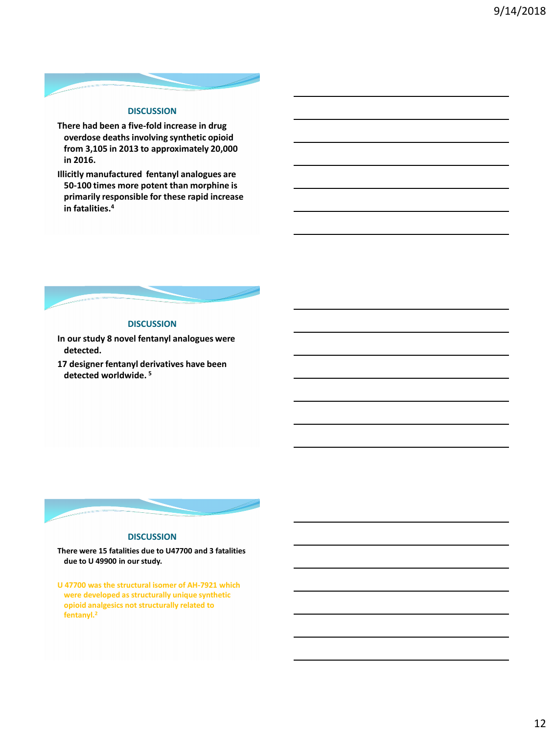## DISCUSSION

There had been a five-fold increase in drug overdose deaths involving synthetic opioid from 3,105 in 2013 to approximately 20,000 in 2016.

Illicitly manufactured fentanyl analogues are 50-100 times more potent than morphine is primarily responsible for these rapid increase in fatalities.[4]

## DISCUSSION

In our study 8 novel fentanyl analogues were detected.

17 designer fentanyl derivatives have been detected worldwide. [5]

## DISCUSSION

There were 15 fatalities due to U47700 and 3 fatalities due to U 49900 in our study.

U 47700 was the structural isomer of AH-7921 which were developed as structurally unique synthetic opioid analgesics not structurally related to fentanyl.[2]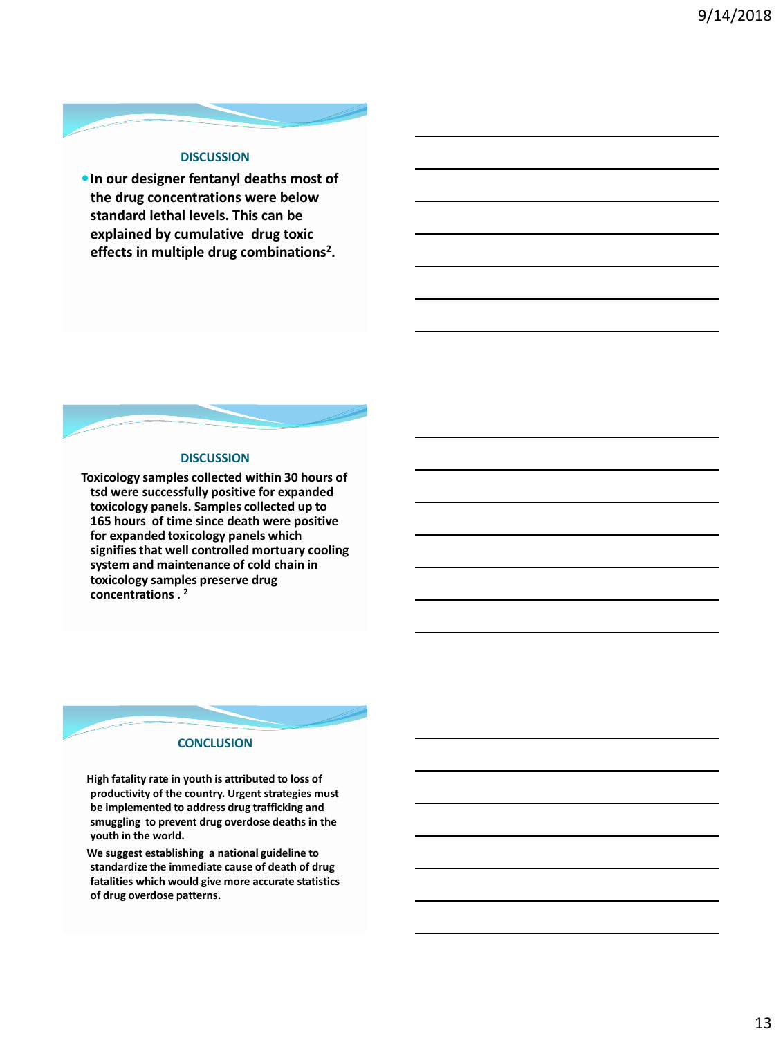## DISCUSSION

- In our designer fentanyl deaths most of the drug concentrations were below standard lethal levels. This can be explained by cumulative drug toxic effects in multiple drug combinations[2].

## DISCUSSION

Toxicology samples collected within 30 hours of tsd were successfully positive for expanded toxicology panels. Samples collected up to 165 hours of time since death were positive for expanded toxicology panels which signifies that well controlled mortuary cooling system and maintenance of cold chain in toxicology samples preserve drug concentrations . [2]

## CONCLUSION

High fatality rate in youth is attributed to loss of productivity of the country. Urgent strategies must be implemented to address drug trafficking and smuggling to prevent drug overdose deaths in the youth in the world.

We suggest establishing a national guideline to standardize the immediate cause of death of drug fatalities which would give more accurate statistics of drug overdose patterns.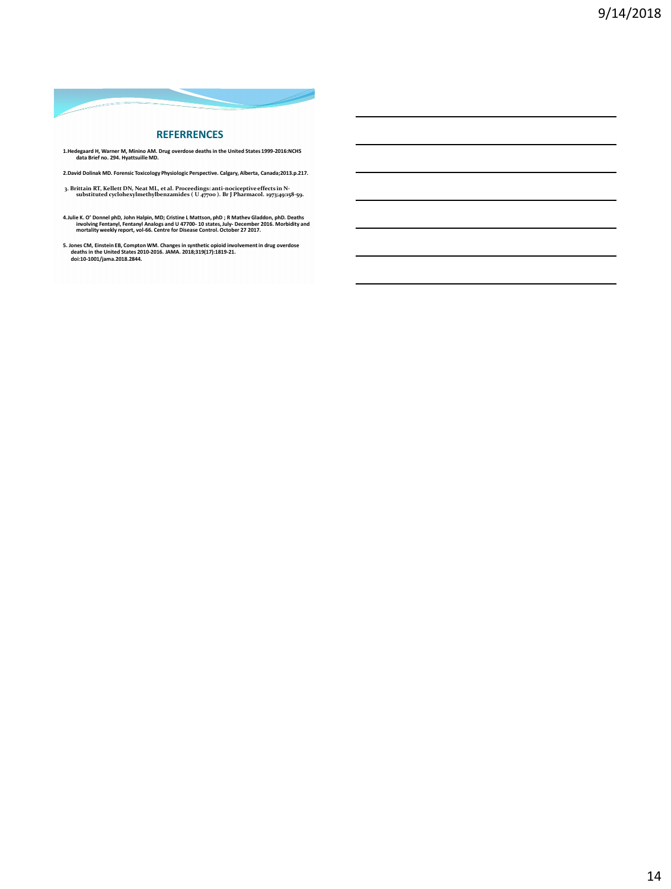## REFERRENCES

1.Hedegaard H, Warner M, Minino AM. Drug overdose deaths in the United States 1999-2016:NCHS data Brief no. 294. Hyattsuille MD.

2.David Dolinak MD. Forensic Toxicology Physiologic Perspective. Calgary, Alberta, Canada;2013.p.217.

3. Brittain RT, Kellett DN, Neat ML, et al. Proceedings: anti-nociceptive effects in N-substituted cyclohexylmethylbenzamides ( U 47700 ). Br J Pharmacol. 1973;49:158-59.

4.Julie K. O' Donnel phD, John Halpin, MD; Cristine L Mattson, phD ; R Mathev Gladdon, phD. Deaths involving Fentanyl, Fentanyl Analogs and U 47700- 10 states, July- December 2016. Morbidity and mortality weekly report, vol-66. Centre for Disease Control. October 27 2017.

5. Jones CM, Einstein EB, Compton WM. Changes in synthetic opioid involvement in drug overdose deaths in the United States 2010-2016. JAMA. 2018;319(17):1819-21. doi:10-1001/jama.2018.2844.